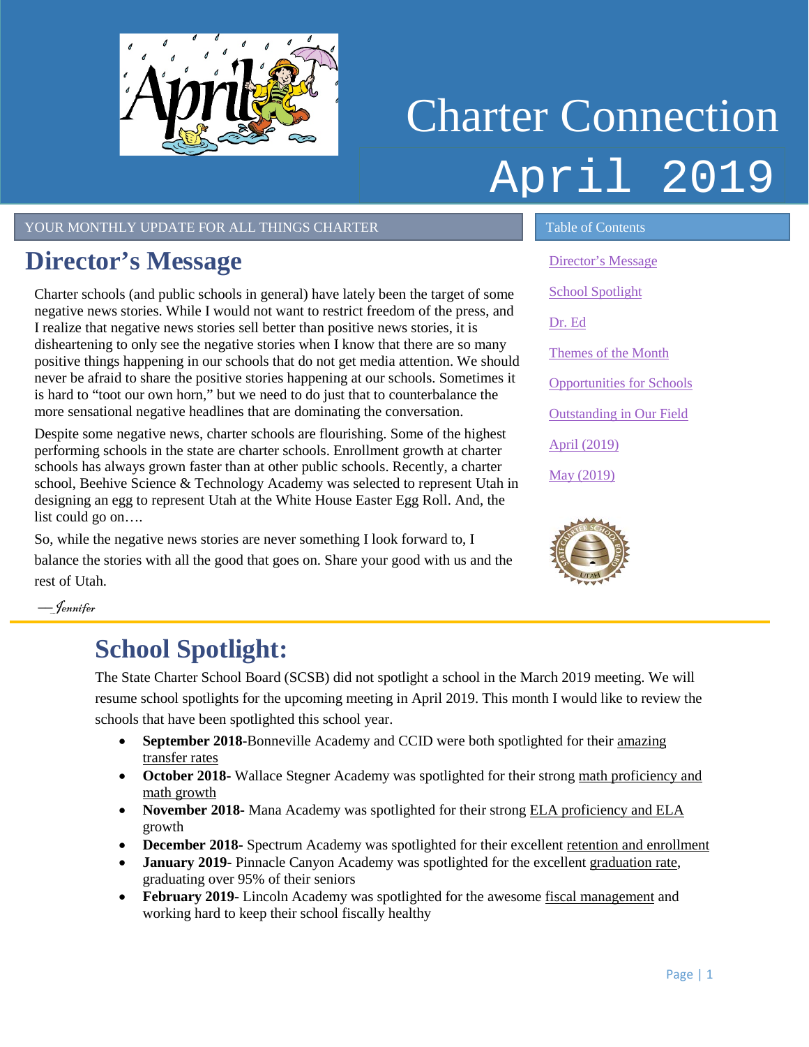# Charter Connection April 2019

YOUR MONTHLY UPDATE FOR ALL THINGS CHARTER

**Table of Contents**

- Director's Message
- School Spotlight
- Dr. Ed
- Themes of the Month
- Opportunities for Schools
- Outstanding in Our Field
- April (2019)
- May (2019)

## Director's Message

Charter schools (and public schools in general) have lately been the target of some negative news stories. While I would not want to restrict freedom of the press, and I realize that negative news stories sell better than positive news stories, it is disheartening to only see the negative stories when I know that there are so many positive things happening in our schools that do not get media attention. We should never be afraid to share the positive stories happening at our schools. Sometimes it is hard to "toot our own horn," but we need to do just that to counterbalance the more sensational negative headlines that are dominating the conversation.

Despite some negative news, charter schools are flourishing. Some of the highest performing schools in the state are charter schools. Enrollment growth at charter schools has always grown faster than at other public schools. Recently, a charter school, Beehive Science & Technology Academy was selected to represent Utah in designing an egg to represent Utah at the White House Easter Egg Roll. And, the list could go on….

So, while the negative news stories are never something I look forward to, I balance the stories with all the good that goes on. Share your good with us and the rest of Utah.

—*Jennifer*

## School Spotlight:

The State Charter School Board (SCSB) did not spotlight a school in the March 2019 meeting. We will resume school spotlights for the upcoming meeting in April 2019. This month I would like to review the schools that have been spotlighted this school year.

- **September 2018**-Bonneville Academy and CCID were both spotlighted for their amazing transfer rates
- **October 2018**- Wallace Stegner Academy was spotlighted for their strong math proficiency and math growth
- **November 2018**- Mana Academy was spotlighted for their strong ELA proficiency and ELA growth
- **December 2018**- Spectrum Academy was spotlighted for their excellent retention and enrollment
- **January 2019**- Pinnacle Canyon Academy was spotlighted for the excellent graduation rate, graduating over 95% of their seniors
- **February 2019**- Lincoln Academy was spotlighted for the awesome fiscal management and working hard to keep their school fiscally healthy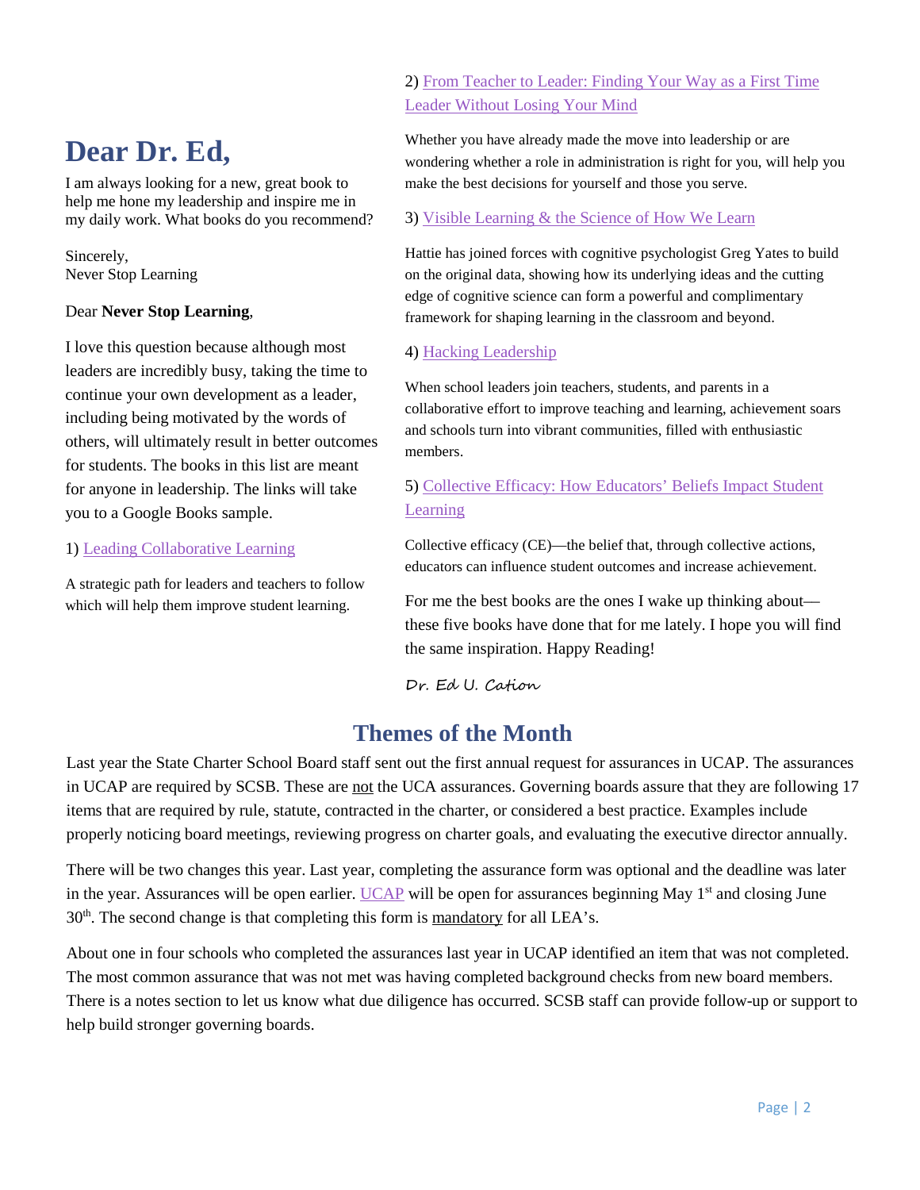# Dear Dr. Ed,

I am always looking for a new, great book to help me hone my leadership and inspire me in my daily work. What books do you recommend?

Sincerely,
Never Stop Learning

Dear **Never Stop Learning**,

I love this question because although most leaders are incredibly busy, taking the time to continue your own development as a leader, including being motivated by the words of others, will ultimately result in better outcomes for students. The books in this list are meant for anyone in leadership. The links will take you to a Google Books sample.

1) Leading Collaborative Learning

A strategic path for leaders and teachers to follow which will help them improve student learning.

2) From Teacher to Leader: Finding Your Way as a First Time Leader Without Losing Your Mind

Whether you have already made the move into leadership or are wondering whether a role in administration is right for you, will help you make the best decisions for yourself and those you serve.

3) Visible Learning & the Science of How We Learn

Hattie has joined forces with cognitive psychologist Greg Yates to build on the original data, showing how its underlying ideas and the cutting edge of cognitive science can form a powerful and complimentary framework for shaping learning in the classroom and beyond.

4) Hacking Leadership

When school leaders join teachers, students, and parents in a collaborative effort to improve teaching and learning, achievement soars and schools turn into vibrant communities, filled with enthusiastic members.

5) Collective Efficacy: How Educators' Beliefs Impact Student Learning

Collective efficacy (CE)—the belief that, through collective actions, educators can influence student outcomes and increase achievement.

For me the best books are the ones I wake up thinking about—these five books have done that for me lately. I hope you will find the same inspiration. Happy Reading!

*Dr. Ed U. Cation*

## Themes of the Month

Last year the State Charter School Board staff sent out the first annual request for assurances in UCAP. The assurances in UCAP are required by SCSB. These are not the UCA assurances. Governing boards assure that they are following 17 items that are required by rule, statute, contracted in the charter, or considered a best practice. Examples include properly noticing board meetings, reviewing progress on charter goals, and evaluating the executive director annually.

There will be two changes this year. Last year, completing the assurance form was optional and the deadline was later in the year. Assurances will be open earlier. UCAP will be open for assurances beginning May 1st and closing June 30th. The second change is that completing this form is mandatory for all LEA's.

About one in four schools who completed the assurances last year in UCAP identified an item that was not completed. The most common assurance that was not met was having completed background checks from new board members. There is a notes section to let us know what due diligence has occurred. SCSB staff can provide follow-up or support to help build stronger governing boards.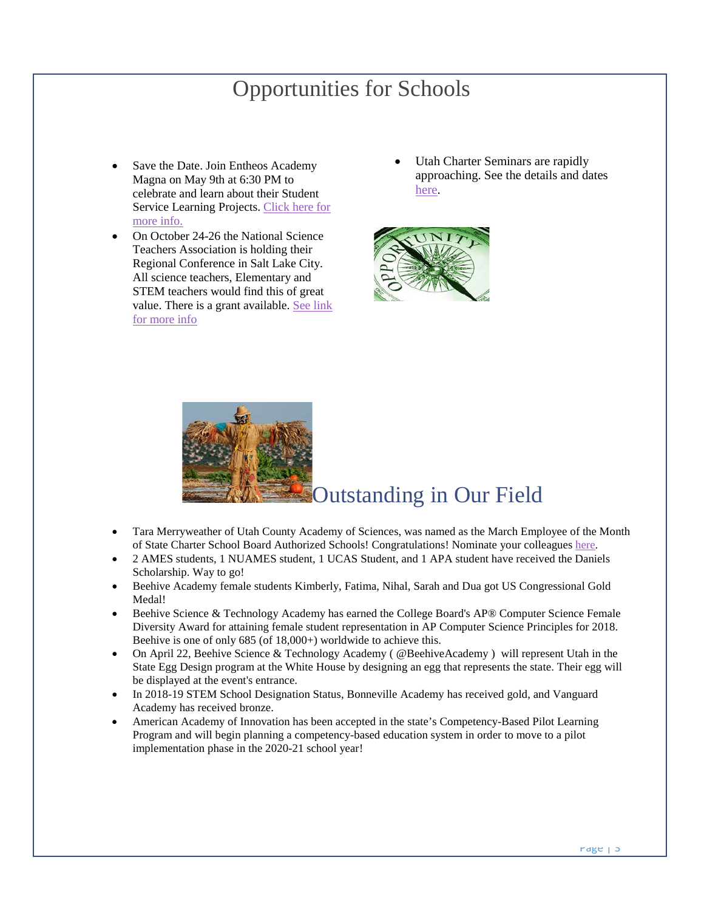# Opportunities for Schools

- Save the Date. Join Entheos Academy Magna on May 9th at 6:30 PM to celebrate and learn about their Student Service Learning Projects. Click here for more info.
- On October 24-26 the National Science Teachers Association is holding their Regional Conference in Salt Lake City. All science teachers, Elementary and STEM teachers would find this of great value. There is a grant available. See link for more info
- Utah Charter Seminars are rapidly approaching. See the details and dates here.

# Outstanding in Our Field

- Tara Merryweather of Utah County Academy of Sciences, was named as the March Employee of the Month of State Charter School Board Authorized Schools! Congratulations! Nominate your colleagues here.
- 2 AMES students, 1 NUAMES student, 1 UCAS Student, and 1 APA student have received the Daniels Scholarship. Way to go!
- Beehive Academy female students Kimberly, Fatima, Nihal, Sarah and Dua got US Congressional Gold Medal!
- Beehive Science & Technology Academy has earned the College Board's AP® Computer Science Female Diversity Award for attaining female student representation in AP Computer Science Principles for 2018. Beehive is one of only 685 (of 18,000+) worldwide to achieve this.
- On April 22, Beehive Science & Technology Academy ( @BeehiveAcademy ) will represent Utah in the State Egg Design program at the White House by designing an egg that represents the state. Their egg will be displayed at the event's entrance.
- In 2018-19 STEM School Designation Status, Bonneville Academy has received gold, and Vanguard Academy has received bronze.
- American Academy of Innovation has been accepted in the state's Competency-Based Pilot Learning Program and will begin planning a competency-based education system in order to move to a pilot implementation phase in the 2020-21 school year!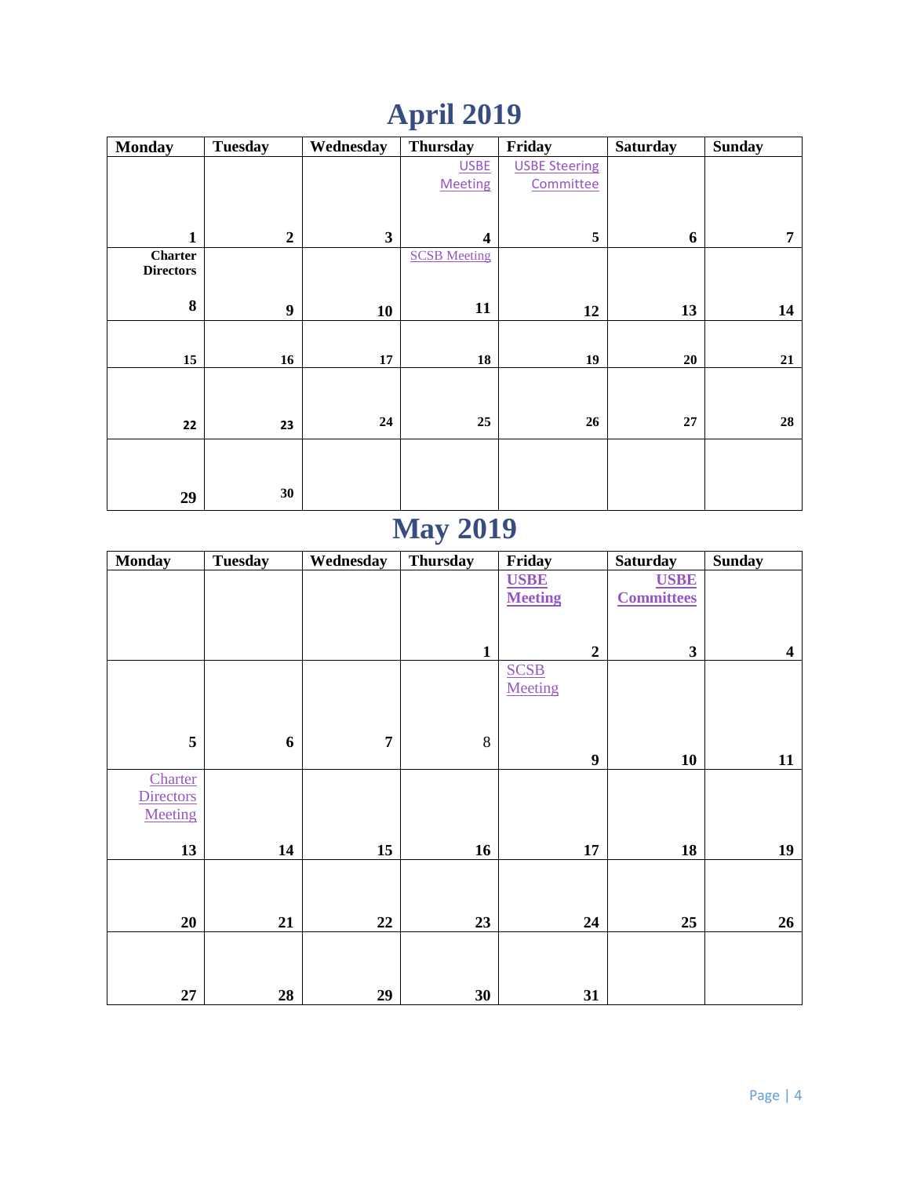# April 2019

| Monday | Tuesday | Wednesday | Thursday | Friday | Saturday | Sunday |
|---|---|---|---|---|---|---|
| 1 | 2 | 3 | USBE Meeting 4 | USBE Steering Committee 5 | 6 | 7 |
| Charter Directors 8 | 9 | 10 | SCSB Meeting 11 | 12 | 13 | 14 |
| 15 | 16 | 17 | 18 | 19 | 20 | 21 |
| 22 | 23 | 24 | 25 | 26 | 27 | 28 |
| 29 | 30 | | | | | |

# May 2019

| Monday | Tuesday | Wednesday | Thursday | Friday | Saturday | Sunday |
|---|---|---|---|---|---|---|
| | | | 1 | **USBE Meeting** 2 | **USBE Committees** 3 | 4 |
| 5 | 6 | 7 | 8 | SCSB Meeting 9 | 10 | 11 |
| Charter Directors Meeting 13 | 14 | 15 | 16 | 17 | 18 | 19 |
| 20 | 21 | 22 | 23 | 24 | 25 | 26 |
| 27 | 28 | 29 | 30 | 31 | | |